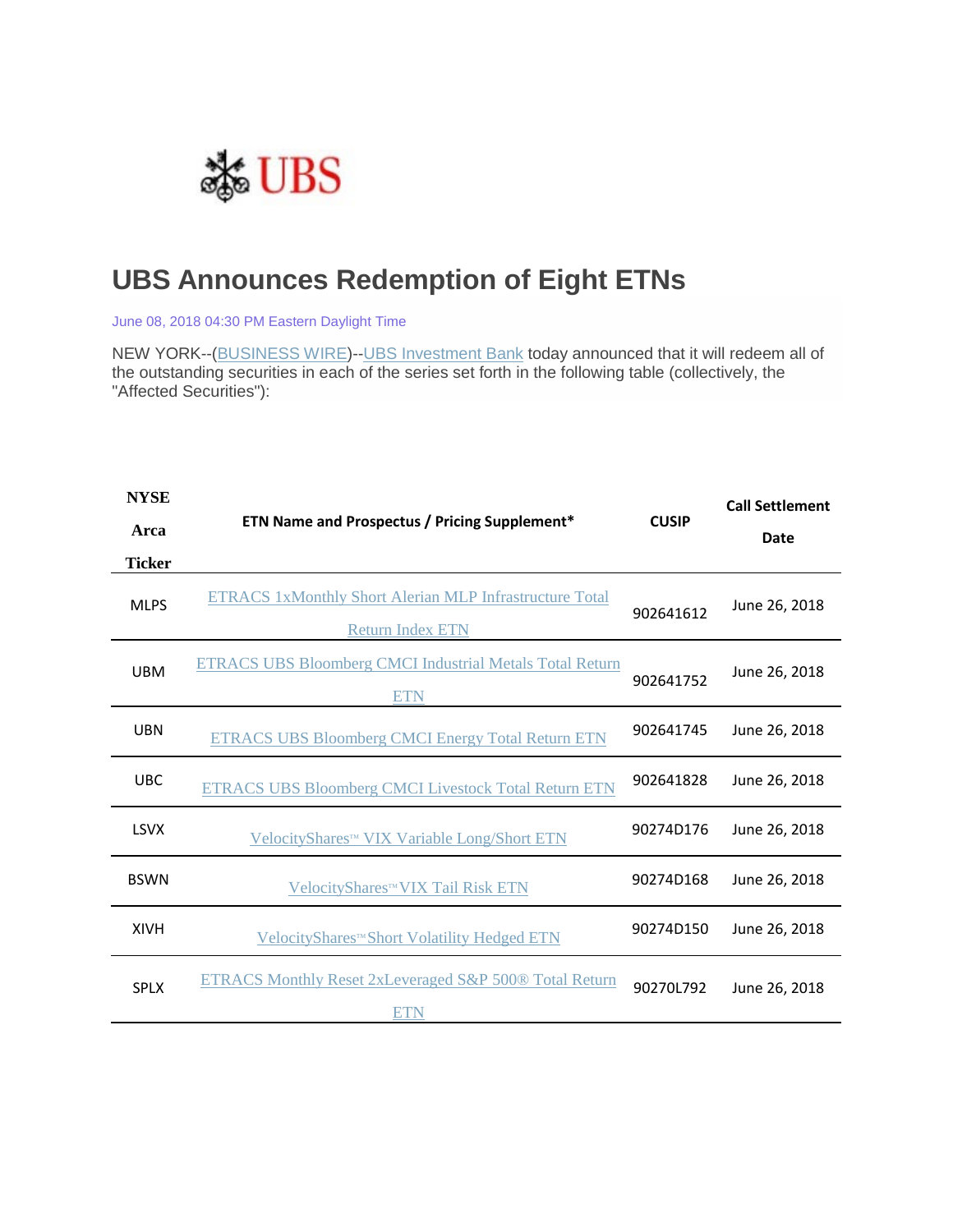# UBS Announces Redemption of Eight ETNs

June 08, 2018 04:30 PM Eastern Daylight Time

NEW YORK--(BUSINESS WIRE)--UBS Investment Bank today announced that it will redeem all of the outstanding securities in each of the series set forth in the following table (collectively, the "Affected Securities"):

| NYSE Arca Ticker | ETN Name and Prospectus / Pricing Supplement* | CUSIP | Call Settlement Date |
|---|---|---|---|
| MLPS | ETRACS 1xMonthly Short Alerian MLP Infrastructure Total Return Index ETN | 902641612 | June 26, 2018 |
| UBM | ETRACS UBS Bloomberg CMCI Industrial Metals Total Return ETN | 902641752 | June 26, 2018 |
| UBN | ETRACS UBS Bloomberg CMCI Energy Total Return ETN | 902641745 | June 26, 2018 |
| UBC | ETRACS UBS Bloomberg CMCI Livestock Total Return ETN | 902641828 | June 26, 2018 |
| LSVX | VelocityShares™ VIX Variable Long/Short ETN | 90274D176 | June 26, 2018 |
| BSWN | VelocityShares™ VIX Tail Risk ETN | 90274D168 | June 26, 2018 |
| XIVH | VelocityShares™ Short Volatility Hedged ETN | 90274D150 | June 26, 2018 |
| SPLX | ETRACS Monthly Reset 2xLeveraged S&P 500® Total Return ETN | 90270L792 | June 26, 2018 |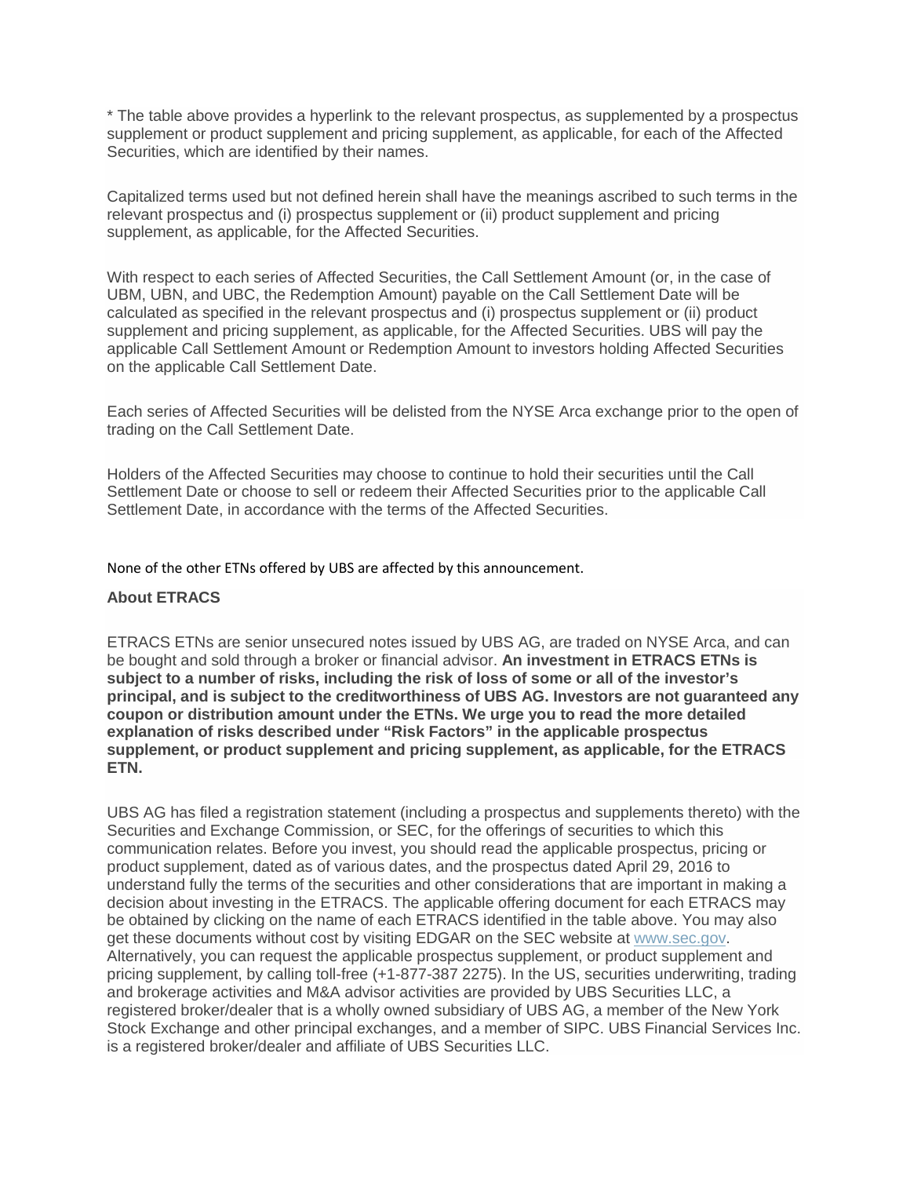* The table above provides a hyperlink to the relevant prospectus, as supplemented by a prospectus supplement or product supplement and pricing supplement, as applicable, for each of the Affected Securities, which are identified by their names.

Capitalized terms used but not defined herein shall have the meanings ascribed to such terms in the relevant prospectus and (i) prospectus supplement or (ii) product supplement and pricing supplement, as applicable, for the Affected Securities.

With respect to each series of Affected Securities, the Call Settlement Amount (or, in the case of UBM, UBN, and UBC, the Redemption Amount) payable on the Call Settlement Date will be calculated as specified in the relevant prospectus and (i) prospectus supplement or (ii) product supplement and pricing supplement, as applicable, for the Affected Securities. UBS will pay the applicable Call Settlement Amount or Redemption Amount to investors holding Affected Securities on the applicable Call Settlement Date.

Each series of Affected Securities will be delisted from the NYSE Arca exchange prior to the open of trading on the Call Settlement Date.

Holders of the Affected Securities may choose to continue to hold their securities until the Call Settlement Date or choose to sell or redeem their Affected Securities prior to the applicable Call Settlement Date, in accordance with the terms of the Affected Securities.

None of the other ETNs offered by UBS are affected by this announcement.

**About ETRACS**

ETRACS ETNs are senior unsecured notes issued by UBS AG, are traded on NYSE Arca, and can be bought and sold through a broker or financial advisor. **An investment in ETRACS ETNs is subject to a number of risks, including the risk of loss of some or all of the investor's principal, and is subject to the creditworthiness of UBS AG. Investors are not guaranteed any coupon or distribution amount under the ETNs. We urge you to read the more detailed explanation of risks described under "Risk Factors" in the applicable prospectus supplement, or product supplement and pricing supplement, as applicable, for the ETRACS ETN.**

UBS AG has filed a registration statement (including a prospectus and supplements thereto) with the Securities and Exchange Commission, or SEC, for the offerings of securities to which this communication relates. Before you invest, you should read the applicable prospectus, pricing or product supplement, dated as of various dates, and the prospectus dated April 29, 2016 to understand fully the terms of the securities and other considerations that are important in making a decision about investing in the ETRACS. The applicable offering document for each ETRACS may be obtained by clicking on the name of each ETRACS identified in the table above. You may also get these documents without cost by visiting EDGAR on the SEC website at www.sec.gov. Alternatively, you can request the applicable prospectus supplement, or product supplement and pricing supplement, by calling toll-free (+1-877-387 2275). In the US, securities underwriting, trading and brokerage activities and M&A advisor activities are provided by UBS Securities LLC, a registered broker/dealer that is a wholly owned subsidiary of UBS AG, a member of the New York Stock Exchange and other principal exchanges, and a member of SIPC. UBS Financial Services Inc. is a registered broker/dealer and affiliate of UBS Securities LLC.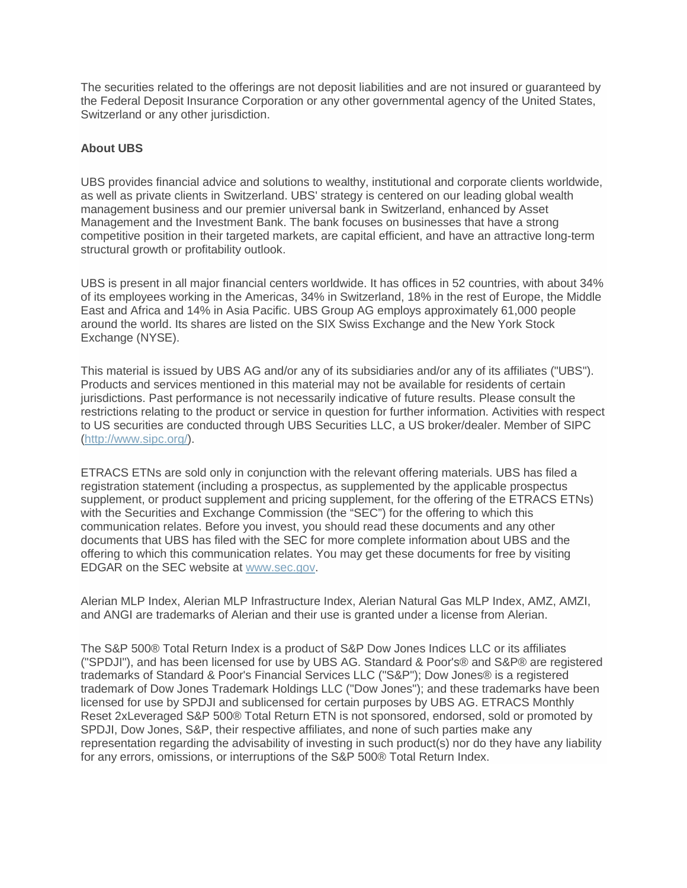The securities related to the offerings are not deposit liabilities and are not insured or guaranteed by the Federal Deposit Insurance Corporation or any other governmental agency of the United States, Switzerland or any other jurisdiction.

**About UBS**

UBS provides financial advice and solutions to wealthy, institutional and corporate clients worldwide, as well as private clients in Switzerland. UBS' strategy is centered on our leading global wealth management business and our premier universal bank in Switzerland, enhanced by Asset Management and the Investment Bank. The bank focuses on businesses that have a strong competitive position in their targeted markets, are capital efficient, and have an attractive long-term structural growth or profitability outlook.

UBS is present in all major financial centers worldwide. It has offices in 52 countries, with about 34% of its employees working in the Americas, 34% in Switzerland, 18% in the rest of Europe, the Middle East and Africa and 14% in Asia Pacific. UBS Group AG employs approximately 61,000 people around the world. Its shares are listed on the SIX Swiss Exchange and the New York Stock Exchange (NYSE).

This material is issued by UBS AG and/or any of its subsidiaries and/or any of its affiliates ("UBS"). Products and services mentioned in this material may not be available for residents of certain jurisdictions. Past performance is not necessarily indicative of future results. Please consult the restrictions relating to the product or service in question for further information. Activities with respect to US securities are conducted through UBS Securities LLC, a US broker/dealer. Member of SIPC ([http://www.sipc.org/](http://www.sipc.org/)).

ETRACS ETNs are sold only in conjunction with the relevant offering materials. UBS has filed a registration statement (including a prospectus, as supplemented by the applicable prospectus supplement, or product supplement and pricing supplement, for the offering of the ETRACS ETNs) with the Securities and Exchange Commission (the "SEC") for the offering to which this communication relates. Before you invest, you should read these documents and any other documents that UBS has filed with the SEC for more complete information about UBS and the offering to which this communication relates. You may get these documents for free by visiting EDGAR on the SEC website at [www.sec.gov](www.sec.gov).

Alerian MLP Index, Alerian MLP Infrastructure Index, Alerian Natural Gas MLP Index, AMZ, AMZI, and ANGI are trademarks of Alerian and their use is granted under a license from Alerian.

The S&P 500® Total Return Index is a product of S&P Dow Jones Indices LLC or its affiliates ("SPDJI"), and has been licensed for use by UBS AG. Standard & Poor's® and S&P® are registered trademarks of Standard & Poor's Financial Services LLC ("S&P"); Dow Jones® is a registered trademark of Dow Jones Trademark Holdings LLC ("Dow Jones"); and these trademarks have been licensed for use by SPDJI and sublicensed for certain purposes by UBS AG. ETRACS Monthly Reset 2xLeveraged S&P 500® Total Return ETN is not sponsored, endorsed, sold or promoted by SPDJI, Dow Jones, S&P, their respective affiliates, and none of such parties make any representation regarding the advisability of investing in such product(s) nor do they have any liability for any errors, omissions, or interruptions of the S&P 500® Total Return Index.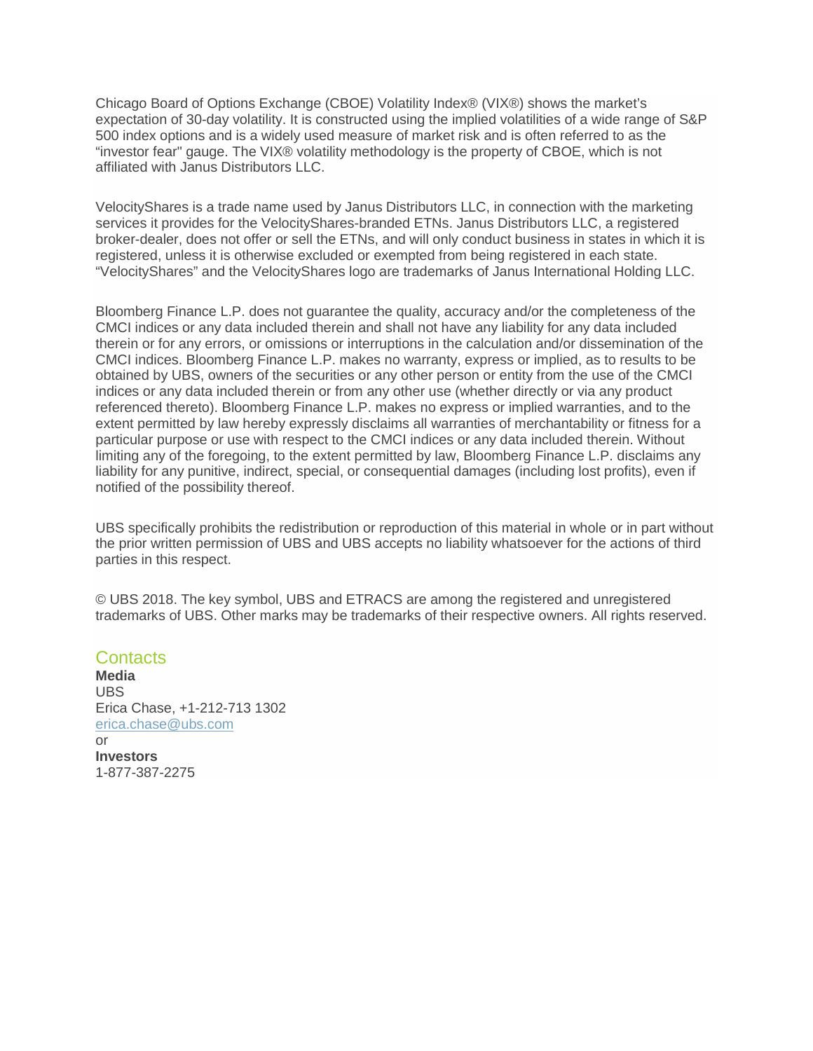Chicago Board of Options Exchange (CBOE) Volatility Index® (VIX®) shows the market's expectation of 30-day volatility. It is constructed using the implied volatilities of a wide range of S&P 500 index options and is a widely used measure of market risk and is often referred to as the "investor fear" gauge. The VIX® volatility methodology is the property of CBOE, which is not affiliated with Janus Distributors LLC.

VelocityShares is a trade name used by Janus Distributors LLC, in connection with the marketing services it provides for the VelocityShares-branded ETNs. Janus Distributors LLC, a registered broker-dealer, does not offer or sell the ETNs, and will only conduct business in states in which it is registered, unless it is otherwise excluded or exempted from being registered in each state. "VelocityShares" and the VelocityShares logo are trademarks of Janus International Holding LLC.

Bloomberg Finance L.P. does not guarantee the quality, accuracy and/or the completeness of the CMCI indices or any data included therein and shall not have any liability for any data included therein or for any errors, or omissions or interruptions in the calculation and/or dissemination of the CMCI indices. Bloomberg Finance L.P. makes no warranty, express or implied, as to results to be obtained by UBS, owners of the securities or any other person or entity from the use of the CMCI indices or any data included therein or from any other use (whether directly or via any product referenced thereto). Bloomberg Finance L.P. makes no express or implied warranties, and to the extent permitted by law hereby expressly disclaims all warranties of merchantability or fitness for a particular purpose or use with respect to the CMCI indices or any data included therein. Without limiting any of the foregoing, to the extent permitted by law, Bloomberg Finance L.P. disclaims any liability for any punitive, indirect, special, or consequential damages (including lost profits), even if notified of the possibility thereof.

UBS specifically prohibits the redistribution or reproduction of this material in whole or in part without the prior written permission of UBS and UBS accepts no liability whatsoever for the actions of third parties in this respect.

© UBS 2018. The key symbol, UBS and ETRACS are among the registered and unregistered trademarks of UBS. Other marks may be trademarks of their respective owners. All rights reserved.

## Contacts

**Media**
UBS
Erica Chase, +1-212-713 1302
erica.chase@ubs.com
or
**Investors**
1-877-387-2275